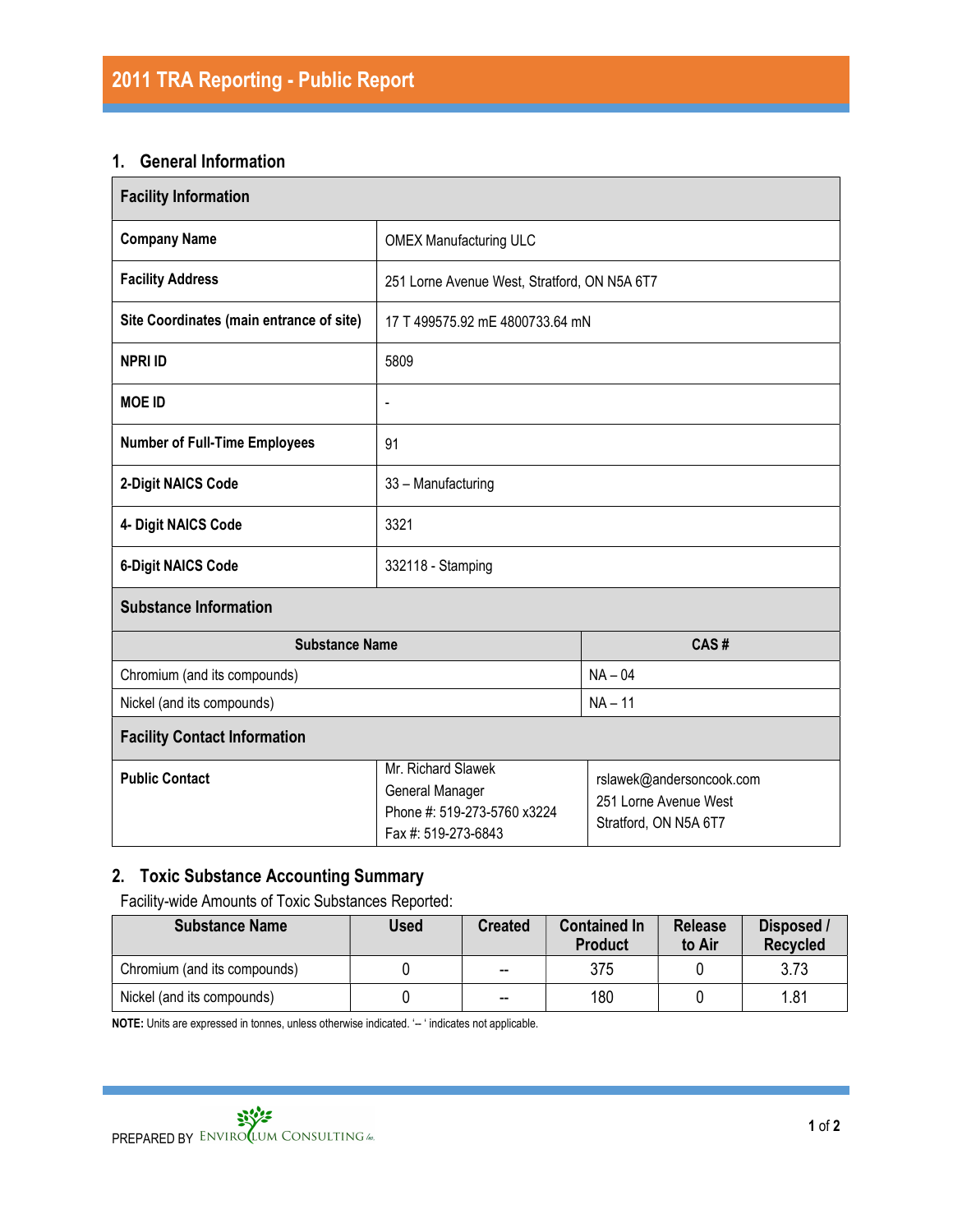# 2011 TRA Reporting - Public Report

## 1. General Information

| Facility Information | |
|---|---|
| **Company Name** | OMEX Manufacturing ULC |
| **Facility Address** | 251 Lorne Avenue West, Stratford, ON N5A 6T7 |
| **Site Coordinates (main entrance of site)** | 17 T 499575.92 mE 4800733.64 mN |
| **NPRI ID** | 5809 |
| **MOE ID** | - |
| **Number of Full-Time Employees** | 91 |
| **2-Digit NAICS Code** | 33 – Manufacturing |
| **4- Digit NAICS Code** | 3321 |
| **6-Digit NAICS Code** | 332118 - Stamping |

**Substance Information**

| Substance Name | CAS # |
|---|---|
| Chromium (and its compounds) | NA – 04 |
| Nickel (and its compounds) | NA – 11 |

**Facility Contact Information**

| | | |
|---|---|---|
| **Public Contact** | Mr. Richard Slawek<br>General Manager<br>Phone #: 519-273-5760 x3224<br>Fax #: 519-273-6843 | rslawek@andersoncook.com<br>251 Lorne Avenue West<br>Stratford, ON N5A 6T7 |

## 2. Toxic Substance Accounting Summary

Facility-wide Amounts of Toxic Substances Reported:

| Substance Name | Used | Created | Contained In Product | Release to Air | Disposed / Recycled |
|---|---|---|---|---|---|
| Chromium (and its compounds) | 0 | -- | 375 | 0 | 3.73 |
| Nickel (and its compounds) | 0 | -- | 180 | 0 | 1.81 |

**NOTE:** Units are expressed in tonnes, unless otherwise indicated. '-- ' indicates not applicable.

PREPARED BY ENVIROCLUM CONSULTING Inc.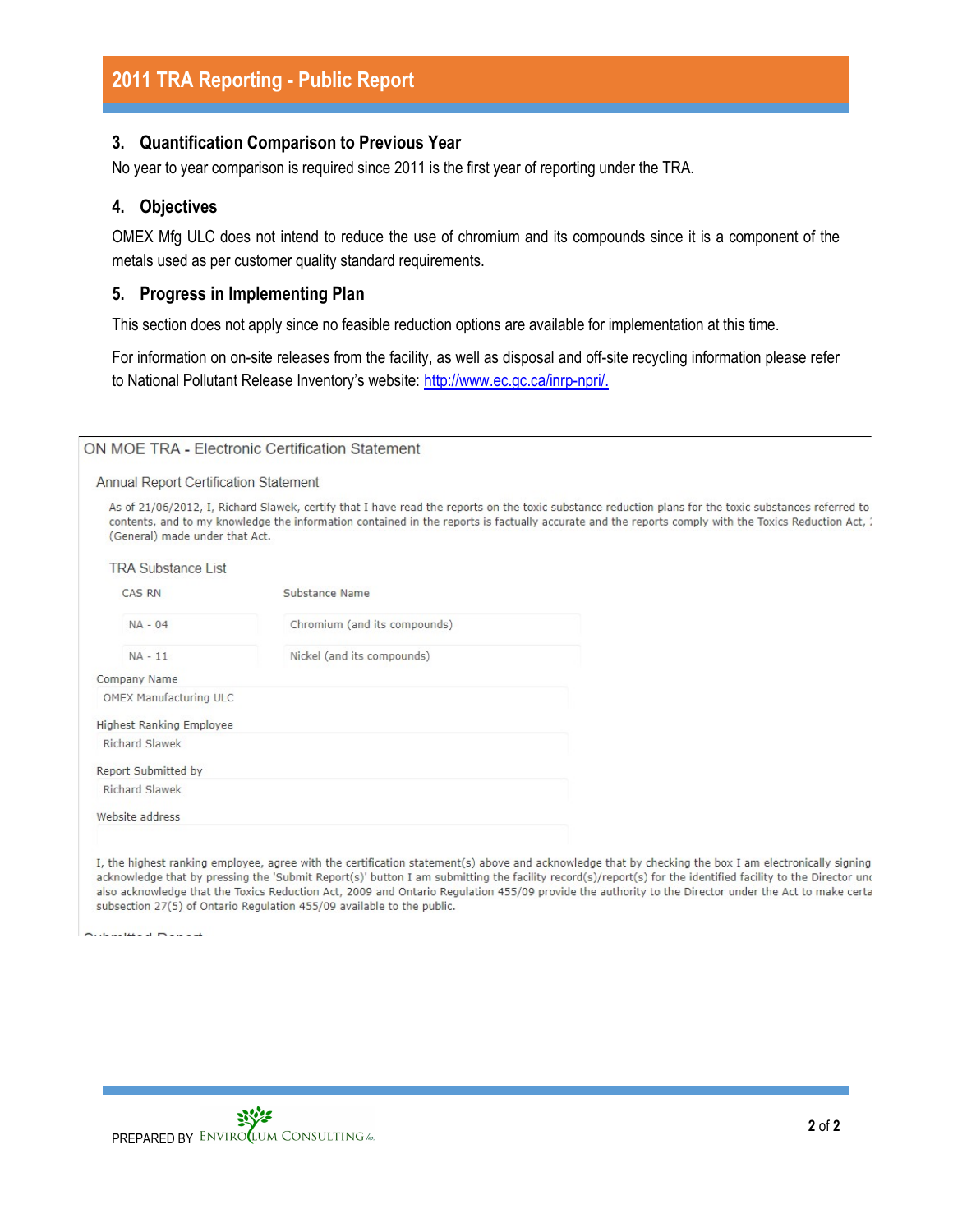### 3. Quantification Comparison to Previous Year

No year to year comparison is required since 2011 is the first year of reporting under the TRA.

### 4. Objectives

OMEX Mfg ULC does not intend to reduce the use of chromium and its compounds since it is a component of the metals used as per customer quality standard requirements.

### 5. Progress in Implementing Plan

This section does not apply since no feasible reduction options are available for implementation at this time.

For information on on-site releases from the facility, as well as disposal and off-site recycling information please refer to National Pollutant Release Inventory's website: http://www.ec.gc.ca/inrp-npri/.

## ON MOE TRA - Electronic Certification Statement

### Annual Report Certification Statement

As of 21/06/2012, I, Richard Slawek, certify that I have read the reports on the toxic substance reduction plans for the toxic substances referred to contents, and to my knowledge the information contained in the reports is factually accurate and the reports comply with the Toxics Reduction Act, (General) made under that Act.

#### TRA Substance List

| CAS RN | Substance Name |
|---|---|
| NA - 04 | Chromium (and its compounds) |
| NA - 11 | Nickel (and its compounds) |

Company Name

OMEX Manufacturing ULC

Highest Ranking Employee

Richard Slawek

Report Submitted by

Richard Slawek

Website address

I, the highest ranking employee, agree with the certification statement(s) above and acknowledge that by checking the box I am electronically signing acknowledge that by pressing the 'Submit Report(s)' button I am submitting the facility record(s)/report(s) for the identified facility to the Director unc also acknowledge that the Toxics Reduction Act, 2009 and Ontario Regulation 455/09 provide the authority to the Director under the Act to make certa subsection 27(5) of Ontario Regulation 455/09 available to the public.

PREPARED BY ENVIROCLUM CONSULTING